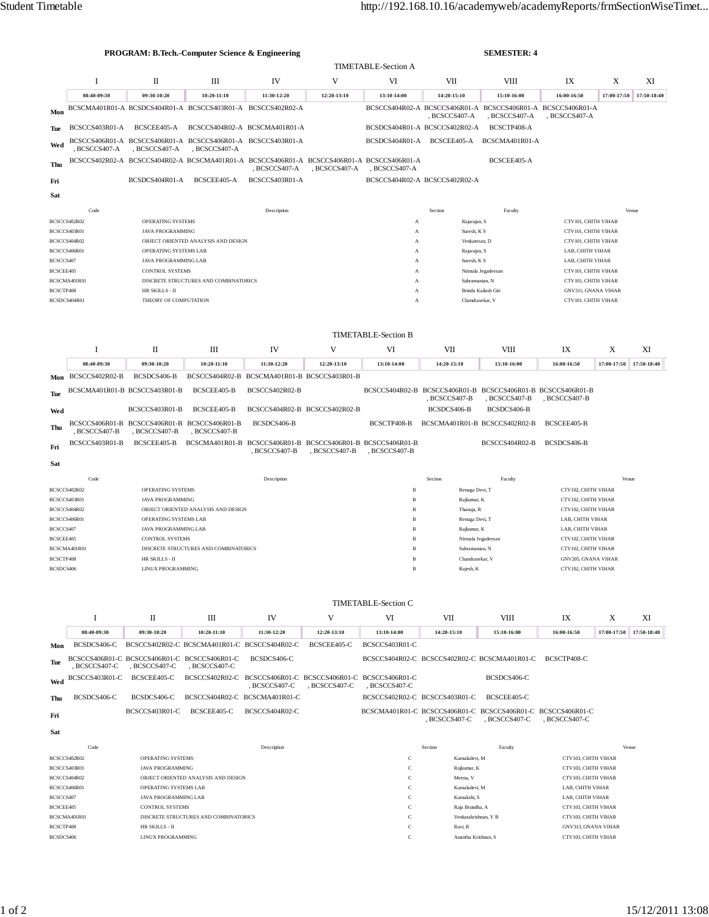**PROGRAM: B.Tech.-Computer Science & Engineering** **SEMESTER: 4**

## TIMETABLE-Section A

| | I | II | III | IV | V | VI | VII | VIII | IX | X | XI |
|---|---|---|---|---|---|---|---|---|---|---|---|
| | 08:40-09:30 | 09:30-10:20 | 10:20-11:10 | 11:30-12:20 | 12:20-13:10 | 13:10-14:00 | 14:20-15:10 | 15:10-16:00 | 16:00-16:50 | 17:00-17:50 | 17:50-18:40 |
| **Mon** | BCSCMA401R01-A | BCSDCS404R01-A | BCSCCS403R01-A | BCSCCS402R02-A | | BCSCCS404R02-A | BCSCCS406R01-A , BCSCCS407-A | BCSCCS406R01-A , BCSCCS407-A | BCSCCS406R01-A , BCSCCS407-A | | |
| **Tue** | BCSCCS403R01-A | BCSCEE405-A | BCSCCS404R02-A | BCSCMA401R01-A | | BCSDCS404R01-A | BCSCCS402R02-A | BCSCTP408-A | | | |
| **Wed** | BCSCCS406R01-A , BCSCCS407-A | BCSCCS406R01-A , BCSCCS407-A | BCSCCS406R01-A , BCSCCS407-A | BCSCCS403R01-A | | BCSDCS404R01-A | BCSCEE405-A | BCSCMA401R01-A | | | |
| **Thu** | BCSCCS402R02-A | BCSCCS404R02-A | BCSCMA401R01-A | BCSCCS406R01-A , BCSCCS407-A | BCSCCS406R01-A , BCSCCS407-A | BCSCCS406R01-A , BCSCCS407-A | | BCSCEE405-A | | | |
| **Fri** | | BCSDCS404R01-A | BCSCEE405-A | BCSCCS403R01-A | | BCSCCS404R02-A | BCSCCS402R02-A | | | | |
| **Sat** | | | | | | | | | | | |

| Code | Description | Section | Faculty | Venue |
|---|---|---|---|---|
| BCSCCS402R02 | OPERATING SYSTEMS | A | Rajarajan, S | CTV101, CHITH VIHAR |
| BCSCCS403R01 | JAVA PROGRAMMING | A | Suresh, K S | CTV101, CHITH VIHAR |
| BCSCCS404R02 | OBJECT ORIENTED ANALYSIS AND DESIGN | A | Venkatesan, D | CTV101, CHITH VIHAR |
| BCSCCS406R01 | OPERATING SYSTEMS LAB | A | Rajarajan, S | LAB, CHITH VIHAR |
| BCSCCS407 | JAVA PROGRAMMING LAB | A | Suresh, K S | LAB, CHITH VIHAR |
| BCSCEE405 | CONTROL SYSTEMS | A | Nirmala Jegadeesan | CTV101, CHITH VIHAR |
| BCSCMA401R01 | DISCRETE STRUCTURES AND COMBINATORICS | A | Subramanian, N | CTV101, CHITH VIHAR |
| BCSCTP408 | HR SKILLS - II | A | Brinda Kailash Giri | GNV311, GNANA VIHAR |
| BCSDCS404R01 | THEORY OF COMPUTATION | A | Chandrasekar, V | CTV101, CHITH VIHAR |

## TIMETABLE-Section B

| | I | II | III | IV | V | VI | VII | VIII | IX | X | XI |
|---|---|---|---|---|---|---|---|---|---|---|---|
| | 08:40-09:30 | 09:30-10:20 | 10:20-11:10 | 11:30-12:20 | 12:20-13:10 | 13:10-14:00 | 14:20-15:10 | 15:10-16:00 | 16:00-16:50 | 17:00-17:50 | 17:50-18:40 |
| **Mon** | BCSCCS402R02-B | BCSDCS406-B | BCSCCS404R02-B | BCSCMA401R01-B | BCSCCS403R01-B | | | | | | |
| **Tue** | BCSCMA401R01-B | BCSCCS403R01-B | BCSCEE405-B | BCSCCS402R02-B | | BCSCCS404R02-B | BCSCCS406R01-B , BCSCCS407-B | BCSCCS406R01-B , BCSCCS407-B | BCSCCS406R01-B , BCSCCS407-B | | |
| **Wed** | | BCSCCS403R01-B | BCSCEE405-B | BCSCCS404R02-B | BCSCCS402R02-B | | BCSDCS406-B | BCSDCS406-B | | | |
| **Thu** | BCSCCS406R01-B , BCSCCS407-B | BCSCCS406R01-B , BCSCCS407-B | BCSCCS406R01-B , BCSCCS407-B | BCSDCS406-B | | BCSCTP408-B | BCSCMA401R01-B | BCSCCS402R02-B | BCSCEE405-B | | |
| **Fri** | BCSCCS403R01-B | BCSCEE405-B | BCSCMA401R01-B | BCSCCS406R01-B , BCSCCS407-B | BCSCCS406R01-B , BCSCCS407-B | BCSCCS406R01-B , BCSCCS407-B | | BCSCCS404R02-B | BCSDCS406-B | | |
| **Sat** | | | | | | | | | | | |

| Code | Description | Section | Faculty | Venue |
|---|---|---|---|---|
| BCSCCS402R02 | OPERATING SYSTEMS | B | Renuga Devi, T | CTV102, CHITH VIHAR |
| BCSCCS403R01 | JAVA PROGRAMMING | B | Rajkumar, K | CTV102, CHITH VIHAR |
| BCSCCS404R02 | OBJECT ORIENTED ANALYSIS AND DESIGN | B | Thanuja, R | CTV102, CHITH VIHAR |
| BCSCCS406R01 | OPERATING SYSTEMS LAB | B | Renuga Devi, T | LAB, CHITH VIHAR |
| BCSCCS407 | JAVA PROGRAMMING LAB | B | Rajkumar, K | LAB, CHITH VIHAR |
| BCSCEE405 | CONTROL SYSTEMS | B | Nirmala Jegadeesan | CTV102, CHITH VIHAR |
| BCSCMA401R01 | DISCRETE STRUCTURES AND COMBINATORICS | B | Subramanian, N | CTV102, CHITH VIHAR |
| BCSCTP408 | HR SKILLS - II | B | Chandrasekar, V | GNV205, GNANA VIHAR |
| BCSDCS406 | LINUX PROGRAMMING | B | Rajesh, K | CTV102, CHITH VIHAR |

## TIMETABLE-Section C

| | I | II | III | IV | V | VI | VII | VIII | IX | X | XI |
|---|---|---|---|---|---|---|---|---|---|---|---|
| | 08:40-09:30 | 09:30-10:20 | 10:20-11:10 | 11:30-12:20 | 12:20-13:10 | 13:10-14:00 | 14:20-15:10 | 15:10-16:00 | 16:00-16:50 | 17:00-17:50 | 17:50-18:40 |
| **Mon** | BCSDCS406-C | BCSCCS402R02-C | BCSCMA401R01-C | BCSCCS404R02-C | BCSCEE405-C | BCSCCS403R01-C | | | | | |
| **Tue** | BCSCCS406R01-C , BCSCCS407-C | BCSCCS406R01-C , BCSCCS407-C | BCSCCS406R01-C , BCSCCS407-C | BCSDCS406-C | | BCSCCS404R02-C | BCSCCS402R02-C | BCSCMA401R01-C | BCSCTP408-C | | |
| **Wed** | BCSCCS403R01-C | BCSCEE405-C | BCSCCS402R02-C | BCSCCS406R01-C , BCSCCS407-C | BCSCCS406R01-C , BCSCCS407-C | BCSCCS406R01-C , BCSCCS407-C | | BCSDCS406-C | | | |
| **Thu** | BCSDCS406-C | BCSDCS406-C | BCSCCS404R02-C | BCSCMA401R01-C | | BCSCCS402R02-C | BCSCCS403R01-C | BCSCEE405-C | | | |
| **Fri** | | BCSCCS403R01-C | BCSCEE405-C | BCSCCS404R02-C | | BCSCMA401R01-C | BCSCCS406R01-C , BCSCCS407-C | BCSCCS406R01-C , BCSCCS407-C | BCSCCS406R01-C , BCSCCS407-C | | |
| **Sat** | | | | | | | | | | | |

| Code | Description | Section | Faculty | Venue |
|---|---|---|---|---|
| BCSCCS402R02 | OPERATING SYSTEMS | C | Kamaladevi, M | CTV103, CHITH VIHAR |
| BCSCCS403R01 | JAVA PROGRAMMING | C | Rajkumar, K | CTV103, CHITH VIHAR |
| BCSCCS404R02 | OBJECT ORIENTED ANALYSIS AND DESIGN | C | Meena, V | CTV103, CHITH VIHAR |
| BCSCCS406R01 | OPERATING SYSTEMS LAB | C | Kamaladevi, M | LAB, CHITH VIHAR |
| BCSCCS407 | JAVA PROGRAMMING LAB | C | Kamakshi, S | LAB, CHITH VIHAR |
| BCSCEE405 | CONTROL SYSTEMS | C | Raja Brundha, A | CTV103, CHITH VIHAR |
| BCSCMA401R01 | DISCRETE STRUCTURES AND COMBINATORICS | C | Venkatakrishnan, Y B | CTV103, CHITH VIHAR |
| BCSCTP408 | HR SKILLS - II | C | Ravi, R | GNV313, GNANA VIHAR |
| BCSDCS406 | LINUX PROGRAMMING | C | Anantha Krishnan, S | CTV103, CHITH VIHAR |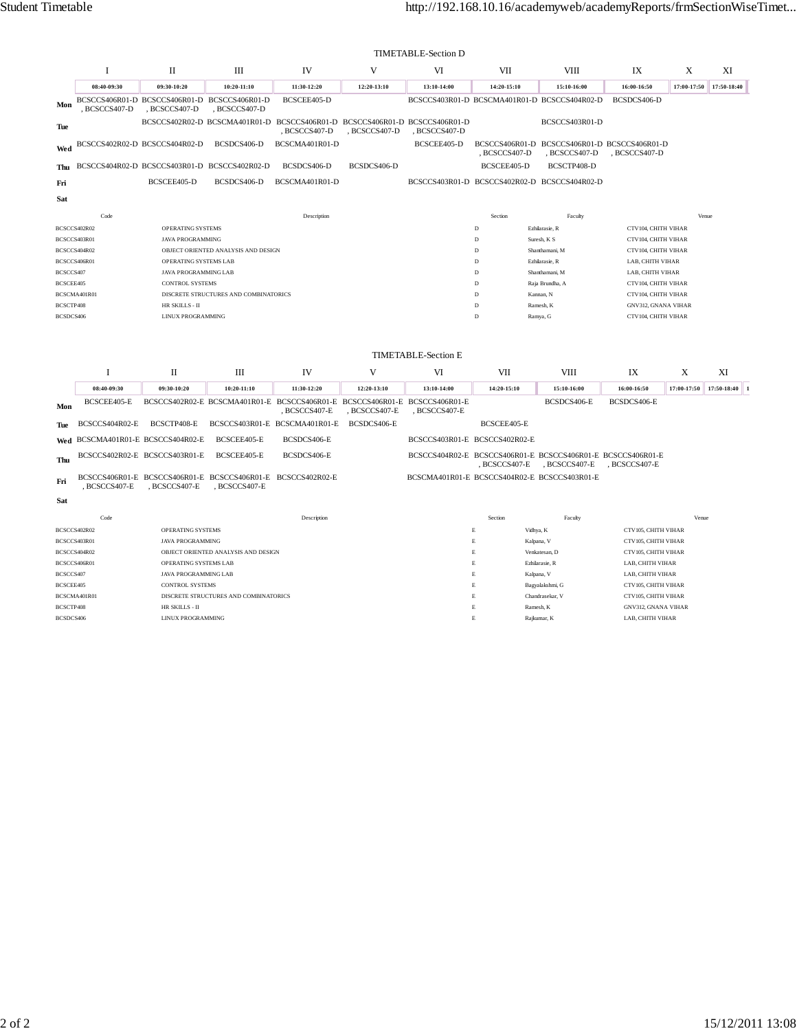## TIMETABLE-Section D

| | I | II | III | IV | V | VI | VII | VIII | IX | X | XI |
|---|---|---|---|---|---|---|---|---|---|---|---|
| | 08:40-09:30 | 09:30-10:20 | 10:20-11:10 | 11:30-12:20 | 12:20-13:10 | 13:10-14:00 | 14:20-15:10 | 15:10-16:00 | 16:00-16:50 | 17:00-17:50 | 17:50-18:40 |
| **Mon** | BCSCCS406R01-D , BCSCCS407-D | BCSCCS406R01-D , BCSCCS407-D | BCSCCS406R01-D , BCSCCS407-D | BCSCEE405-D | | BCSCCS403R01-D | BCSCMA401R01-D | BCSCCS404R02-D | BCSDCS406-D | | |
| **Tue** | | BCSCCS402R02-D | BCSCMA401R01-D | BCSCCS406R01-D , BCSCCS407-D | BCSCCS406R01-D , BCSCCS407-D | BCSCCS406R01-D , BCSCCS407-D | | BCSCCS403R01-D | | | |
| **Wed** | BCSCCS402R02-D | BCSCCS404R02-D | BCSDCS406-D | BCSCMA401R01-D | | BCSCEE405-D | BCSCCS406R01-D , BCSCCS407-D | BCSCCS406R01-D , BCSCCS407-D | BCSCCS406R01-D , BCSCCS407-D | | |
| **Thu** | BCSCCS404R02-D | BCSCCS403R01-D | BCSCCS402R02-D | BCSDCS406-D | BCSDCS406-D | | BCSCEE405-D | BCSCTP408-D | | | |
| **Fri** | | BCSCEE405-D | BCSDCS406-D | BCSCMA401R01-D | | BCSCCS403R01-D | BCSCCS402R02-D | BCSCCS404R02-D | | | |
| **Sat** | | | | | | | | | | | |

| Code | Description | Section | Faculty | Venue |
|---|---|---|---|---|
| BCSCCS402R02 | OPERATING SYSTEMS | D | Ezhilarasie, R | CTV104, CHITH VIHAR |
| BCSCCS403R01 | JAVA PROGRAMMING | D | Suresh, K S | CTV104, CHITH VIHAR |
| BCSCCS404R02 | OBJECT ORIENTED ANALYSIS AND DESIGN | D | Shanthamani, M | CTV104, CHITH VIHAR |
| BCSCCS406R01 | OPERATING SYSTEMS LAB | D | Ezhilarasie, R | LAB, CHITH VIHAR |
| BCSCCS407 | JAVA PROGRAMMING LAB | D | Shanthamani, M | LAB, CHITH VIHAR |
| BCSCEE405 | CONTROL SYSTEMS | D | Raja Brundha, A | CTV104, CHITH VIHAR |
| BCSCMA401R01 | DISCRETE STRUCTURES AND COMBINATORICS | D | Kannan, N | CTV104, CHITH VIHAR |
| BCSCTP408 | HR SKILLS - II | D | Ramesh, K | GNV312, GNANA VIHAR |
| BCSDCS406 | LINUX PROGRAMMING | D | Ramya, G | CTV104, CHITH VIHAR |

## TIMETABLE-Section E

| | I | II | III | IV | V | VI | VII | VIII | IX | X | XI |
|---|---|---|---|---|---|---|---|---|---|---|---|
| | 08:40-09:30 | 09:30-10:20 | 10:20-11:10 | 11:30-12:20 | 12:20-13:10 | 13:10-14:00 | 14:20-15:10 | 15:10-16:00 | 16:00-16:50 | 17:00-17:50 | 17:50-18:40 |
| **Mon** | BCSCEE405-E | BCSCCS402R02-E | BCSCMA401R01-E | BCSCCS406R01-E , BCSCCS407-E | BCSCCS406R01-E , BCSCCS407-E | BCSCCS406R01-E , BCSCCS407-E | | BCSDCS406-E | BCSDCS406-E | | |
| **Tue** | BCSCCS404R02-E | BCSCTP408-E | BCSCCS403R01-E | BCSCMA401R01-E | BCSDCS406-E | | BCSCEE405-E | | | | |
| **Wed** | BCSCMA401R01-E | BCSCCS404R02-E | BCSCEE405-E | BCSDCS406-E | | BCSCCS403R01-E | BCSCCS402R02-E | | | | |
| **Thu** | BCSCCS402R02-E | BCSCCS403R01-E | BCSCEE405-E | BCSDCS406-E | | BCSCCS404R02-E | BCSCCS406R01-E , BCSCCS407-E | BCSCCS406R01-E , BCSCCS407-E | BCSCCS406R01-E , BCSCCS407-E | | |
| **Fri** | BCSCCS406R01-E , BCSCCS407-E | BCSCCS406R01-E , BCSCCS407-E | BCSCCS406R01-E , BCSCCS407-E | BCSCCS402R02-E | | BCSCMA401R01-E | BCSCCS404R02-E | BCSCCS403R01-E | | | |
| **Sat** | | | | | | | | | | | |

| Code | Description | Section | Faculty | Venue |
|---|---|---|---|---|
| BCSCCS402R02 | OPERATING SYSTEMS | E | Vidhya, K | CTV105, CHITH VIHAR |
| BCSCCS403R01 | JAVA PROGRAMMING | E | Kalpana, V | CTV105, CHITH VIHAR |
| BCSCCS404R02 | OBJECT ORIENTED ANALYSIS AND DESIGN | E | Venkatesan, D | CTV105, CHITH VIHAR |
| BCSCCS406R01 | OPERATING SYSTEMS LAB | E | Ezhilarasie, R | LAB, CHITH VIHAR |
| BCSCCS407 | JAVA PROGRAMMING LAB | E | Kalpana, V | LAB, CHITH VIHAR |
| BCSCEE405 | CONTROL SYSTEMS | E | Bagyalakshmi, G | CTV105, CHITH VIHAR |
| BCSCMA401R01 | DISCRETE STRUCTURES AND COMBINATORICS | E | Chandrasekar, V | CTV105, CHITH VIHAR |
| BCSCTP408 | HR SKILLS - II | E | Ramesh, K | GNV312, GNANA VIHAR |
| BCSDCS406 | LINUX PROGRAMMING | E | Rajkumar, K | LAB, CHITH VIHAR |